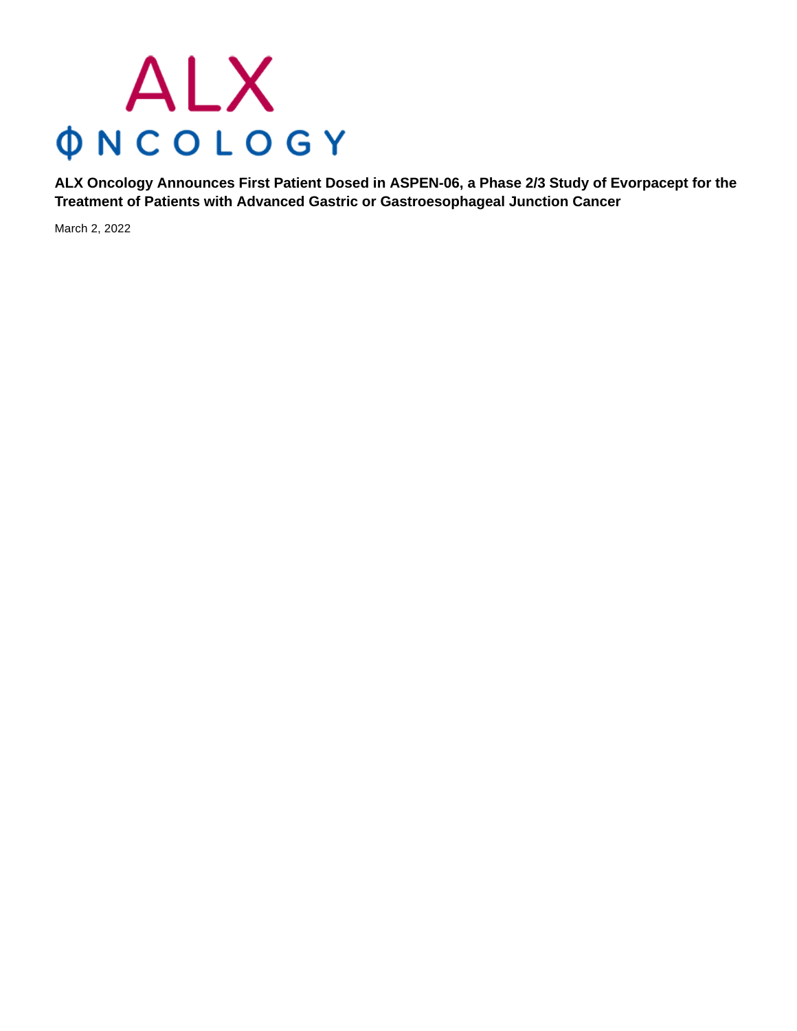ALX ONCOLOGY

# ALX Oncology Announces First Patient Dosed in ASPEN-06, a Phase 2/3 Study of Evorpacept for the Treatment of Patients with Advanced Gastric or Gastroesophageal Junction Cancer

March 2, 2022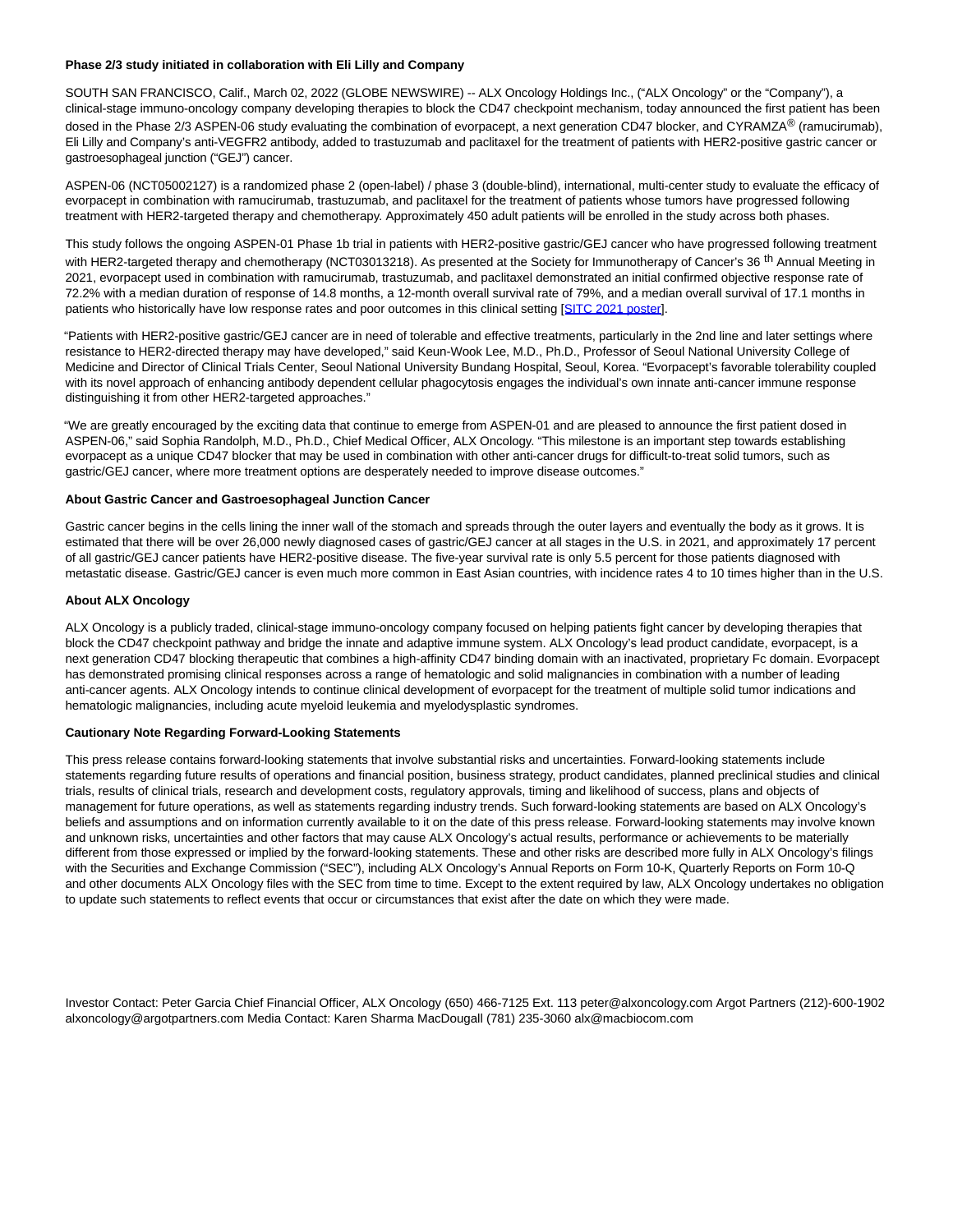**Phase 2/3 study initiated in collaboration with Eli Lilly and Company**

SOUTH SAN FRANCISCO, Calif., March 02, 2022 (GLOBE NEWSWIRE) -- ALX Oncology Holdings Inc., ("ALX Oncology" or the "Company"), a clinical-stage immuno-oncology company developing therapies to block the CD47 checkpoint mechanism, today announced the first patient has been dosed in the Phase 2/3 ASPEN-06 study evaluating the combination of evorpacept, a next generation CD47 blocker, and CYRAMZA® (ramucirumab), Eli Lilly and Company's anti-VEGFR2 antibody, added to trastuzumab and paclitaxel for the treatment of patients with HER2-positive gastric cancer or gastroesophageal junction ("GEJ") cancer.

ASPEN-06 (NCT05002127) is a randomized phase 2 (open-label) / phase 3 (double-blind), international, multi-center study to evaluate the efficacy of evorpacept in combination with ramucirumab, trastuzumab, and paclitaxel for the treatment of patients whose tumors have progressed following treatment with HER2-targeted therapy and chemotherapy. Approximately 450 adult patients will be enrolled in the study across both phases.

This study follows the ongoing ASPEN-01 Phase 1b trial in patients with HER2-positive gastric/GEJ cancer who have progressed following treatment with HER2-targeted therapy and chemotherapy (NCT03013218). As presented at the Society for Immunotherapy of Cancer's 36th Annual Meeting in 2021, evorpacept used in combination with ramucirumab, trastuzumab, and paclitaxel demonstrated an initial confirmed objective response rate of 72.2% with a median duration of response of 14.8 months, a 12-month overall survival rate of 79%, and a median overall survival of 17.1 months in patients who historically have low response rates and poor outcomes in this clinical setting [SITC 2021 poster].

"Patients with HER2-positive gastric/GEJ cancer are in need of tolerable and effective treatments, particularly in the 2nd line and later settings where resistance to HER2-directed therapy may have developed," said Keun-Wook Lee, M.D., Ph.D., Professor of Seoul National University College of Medicine and Director of Clinical Trials Center, Seoul National University Bundang Hospital, Seoul, Korea. "Evorpacept's favorable tolerability coupled with its novel approach of enhancing antibody dependent cellular phagocytosis engages the individual's own innate anti-cancer immune response distinguishing it from other HER2-targeted approaches."

"We are greatly encouraged by the exciting data that continue to emerge from ASPEN-01 and are pleased to announce the first patient dosed in ASPEN-06," said Sophia Randolph, M.D., Ph.D., Chief Medical Officer, ALX Oncology. "This milestone is an important step towards establishing evorpacept as a unique CD47 blocker that may be used in combination with other anti-cancer drugs for difficult-to-treat solid tumors, such as gastric/GEJ cancer, where more treatment options are desperately needed to improve disease outcomes."

**About Gastric Cancer and Gastroesophageal Junction Cancer**

Gastric cancer begins in the cells lining the inner wall of the stomach and spreads through the outer layers and eventually the body as it grows. It is estimated that there will be over 26,000 newly diagnosed cases of gastric/GEJ cancer at all stages in the U.S. in 2021, and approximately 17 percent of all gastric/GEJ cancer patients have HER2-positive disease. The five-year survival rate is only 5.5 percent for those patients diagnosed with metastatic disease. Gastric/GEJ cancer is even much more common in East Asian countries, with incidence rates 4 to 10 times higher than in the U.S.

**About ALX Oncology**

ALX Oncology is a publicly traded, clinical-stage immuno-oncology company focused on helping patients fight cancer by developing therapies that block the CD47 checkpoint pathway and bridge the innate and adaptive immune system. ALX Oncology's lead product candidate, evorpacept, is a next generation CD47 blocking therapeutic that combines a high-affinity CD47 binding domain with an inactivated, proprietary Fc domain. Evorpacept has demonstrated promising clinical responses across a range of hematologic and solid malignancies in combination with a number of leading anti-cancer agents. ALX Oncology intends to continue clinical development of evorpacept for the treatment of multiple solid tumor indications and hematologic malignancies, including acute myeloid leukemia and myelodysplastic syndromes.

**Cautionary Note Regarding Forward-Looking Statements**

This press release contains forward-looking statements that involve substantial risks and uncertainties. Forward-looking statements include statements regarding future results of operations and financial position, business strategy, product candidates, planned preclinical studies and clinical trials, results of clinical trials, research and development costs, regulatory approvals, timing and likelihood of success, plans and objects of management for future operations, as well as statements regarding industry trends. Such forward-looking statements are based on ALX Oncology's beliefs and assumptions and on information currently available to it on the date of this press release. Forward-looking statements may involve known and unknown risks, uncertainties and other factors that may cause ALX Oncology's actual results, performance or achievements to be materially different from those expressed or implied by the forward-looking statements. These and other risks are described more fully in ALX Oncology's filings with the Securities and Exchange Commission ("SEC"), including ALX Oncology's Annual Reports on Form 10-K, Quarterly Reports on Form 10-Q and other documents ALX Oncology files with the SEC from time to time. Except to the extent required by law, ALX Oncology undertakes no obligation to update such statements to reflect events that occur or circumstances that exist after the date on which they were made.

Investor Contact: Peter Garcia Chief Financial Officer, ALX Oncology (650) 466-7125 Ext. 113 peter@alxoncology.com Argot Partners (212)-600-1902 alxoncology@argotpartners.com Media Contact: Karen Sharma MacDougall (781) 235-3060 alx@macbiocom.com